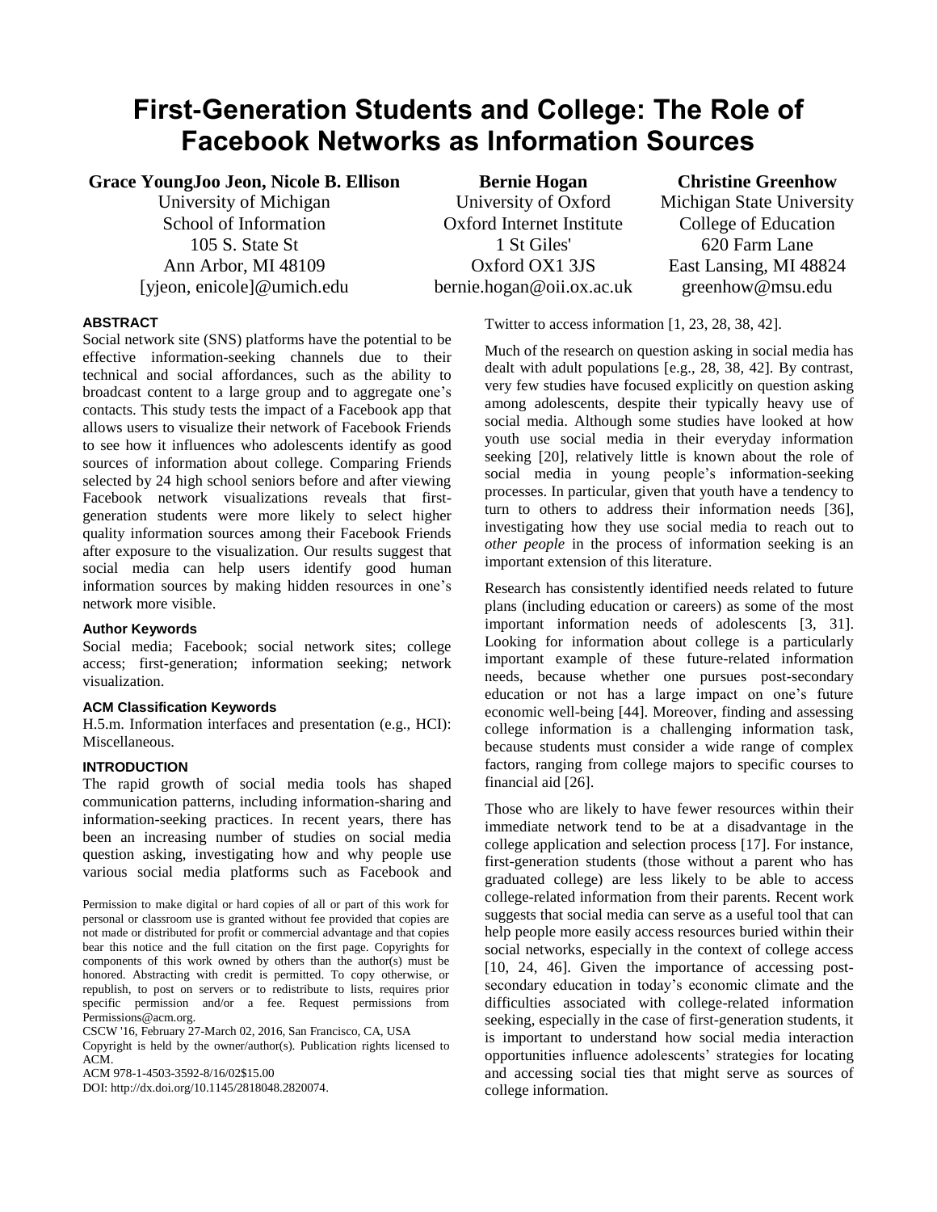# First-Generation Students and College: The Role of Facebook Networks as Information Sources

**Grace YoungJoo Jeon, Nicole B. Ellison**
University of Michigan
School of Information
105 S. State St
Ann Arbor, MI 48109
[yjeon, enicole]@umich.edu

**Bernie Hogan**
University of Oxford
Oxford Internet Institute
1 St Giles'
Oxford OX1 3JS
bernie.hogan@oii.ox.ac.uk

**Christine Greenhow**
Michigan State University
College of Education
620 Farm Lane
East Lansing, MI 48824
greenhow@msu.edu

### ABSTRACT

Social network site (SNS) platforms have the potential to be effective information-seeking channels due to their technical and social affordances, such as the ability to broadcast content to a large group and to aggregate one's contacts. This study tests the impact of a Facebook app that allows users to visualize their network of Facebook Friends to see how it influences who adolescents identify as good sources of information about college. Comparing Friends selected by 24 high school seniors before and after viewing Facebook network visualizations reveals that first-generation students were more likely to select higher quality information sources among their Facebook Friends after exposure to the visualization. Our results suggest that social media can help users identify good human information sources by making hidden resources in one's network more visible.

### Author Keywords

Social media; Facebook; social network sites; college access; first-generation; information seeking; network visualization.

### ACM Classification Keywords

H.5.m. Information interfaces and presentation (e.g., HCI): Miscellaneous.

### INTRODUCTION

The rapid growth of social media tools has shaped communication patterns, including information-sharing and information-seeking practices. In recent years, there has been an increasing number of studies on social media question asking, investigating how and why people use various social media platforms such as Facebook and Twitter to access information [1, 23, 28, 38, 42].

Much of the research on question asking in social media has dealt with adult populations [e.g., 28, 38, 42]. By contrast, very few studies have focused explicitly on question asking among adolescents, despite their typically heavy use of social media. Although some studies have looked at how youth use social media in their everyday information seeking [20], relatively little is known about the role of social media in young people's information-seeking processes. In particular, given that youth have a tendency to turn to others to address their information needs [36], investigating how they use social media to reach out to *other people* in the process of information seeking is an important extension of this literature.

Research has consistently identified needs related to future plans (including education or careers) as some of the most important information needs of adolescents [3, 31]. Looking for information about college is a particularly important example of these future-related information needs, because whether one pursues post-secondary education or not has a large impact on one's future economic well-being [44]. Moreover, finding and assessing college information is a challenging information task, because students must consider a wide range of complex factors, ranging from college majors to specific courses to financial aid [26].

Those who are likely to have fewer resources within their immediate network tend to be at a disadvantage in the college application and selection process [17]. For instance, first-generation students (those without a parent who has graduated college) are less likely to be able to access college-related information from their parents. Recent work suggests that social media can serve as a useful tool that can help people more easily access resources buried within their social networks, especially in the context of college access [10, 24, 46]. Given the importance of accessing post-secondary education in today's economic climate and the difficulties associated with college-related information seeking, especially in the case of first-generation students, it is important to understand how social media interaction opportunities influence adolescents' strategies for locating and accessing social ties that might serve as sources of college information.

Permission to make digital or hard copies of all or part of this work for personal or classroom use is granted without fee provided that copies are not made or distributed for profit or commercial advantage and that copies bear this notice and the full citation on the first page. Copyrights for components of this work owned by others than the author(s) must be honored. Abstracting with credit is permitted. To copy otherwise, or republish, to post on servers or to redistribute to lists, requires prior specific permission and/or a fee. Request permissions from Permissions@acm.org.
CSCW '16, February 27-March 02, 2016, San Francisco, CA, USA
Copyright is held by the owner/author(s). Publication rights licensed to ACM.
ACM 978-1-4503-3592-8/16/02$15.00
DOI: http://dx.doi.org/10.1145/2818048.2820074.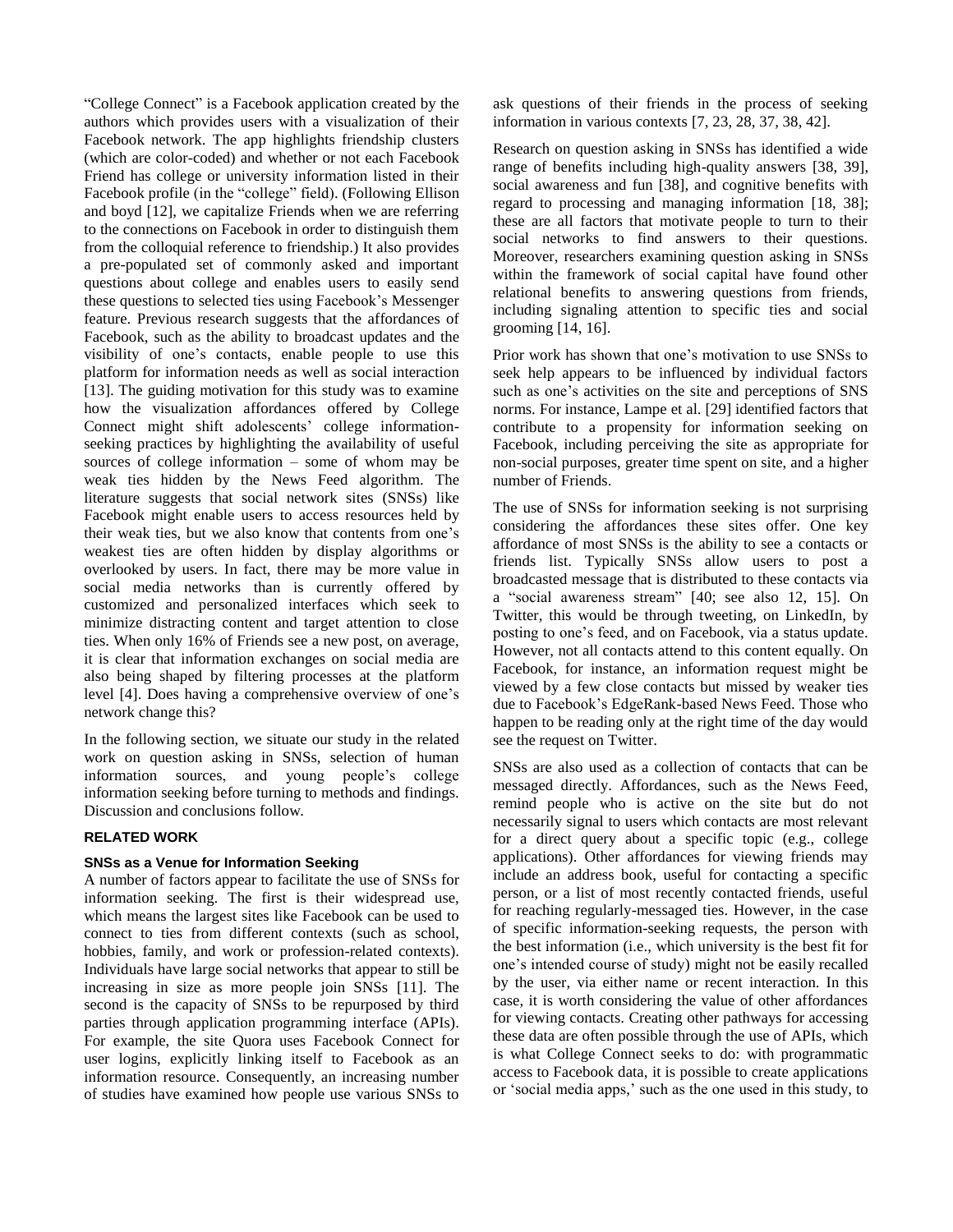"College Connect" is a Facebook application created by the authors which provides users with a visualization of their Facebook network. The app highlights friendship clusters (which are color-coded) and whether or not each Facebook Friend has college or university information listed in their Facebook profile (in the "college" field). (Following Ellison and boyd [12], we capitalize Friends when we are referring to the connections on Facebook in order to distinguish them from the colloquial reference to friendship.) It also provides a pre-populated set of commonly asked and important questions about college and enables users to easily send these questions to selected ties using Facebook's Messenger feature. Previous research suggests that the affordances of Facebook, such as the ability to broadcast updates and the visibility of one's contacts, enable people to use this platform for information needs as well as social interaction [13]. The guiding motivation for this study was to examine how the visualization affordances offered by College Connect might shift adolescents' college information-seeking practices by highlighting the availability of useful sources of college information – some of whom may be weak ties hidden by the News Feed algorithm. The literature suggests that social network sites (SNSs) like Facebook might enable users to access resources held by their weak ties, but we also know that contents from one's weakest ties are often hidden by display algorithms or overlooked by users. In fact, there may be more value in social media networks than is currently offered by customized and personalized interfaces which seek to minimize distracting content and target attention to close ties. When only 16% of Friends see a new post, on average, it is clear that information exchanges on social media are also being shaped by filtering processes at the platform level [4]. Does having a comprehensive overview of one's network change this?

In the following section, we situate our study in the related work on question asking in SNSs, selection of human information sources, and young people's college information seeking before turning to methods and findings. Discussion and conclusions follow.

## RELATED WORK

### SNSs as a Venue for Information Seeking

A number of factors appear to facilitate the use of SNSs for information seeking. The first is their widespread use, which means the largest sites like Facebook can be used to connect to ties from different contexts (such as school, hobbies, family, and work or profession-related contexts). Individuals have large social networks that appear to still be increasing in size as more people join SNSs [11]. The second is the capacity of SNSs to be repurposed by third parties through application programming interface (APIs). For example, the site Quora uses Facebook Connect for user logins, explicitly linking itself to Facebook as an information resource. Consequently, an increasing number of studies have examined how people use various SNSs to ask questions of their friends in the process of seeking information in various contexts [7, 23, 28, 37, 38, 42].

Research on question asking in SNSs has identified a wide range of benefits including high-quality answers [38, 39], social awareness and fun [38], and cognitive benefits with regard to processing and managing information [18, 38]; these are all factors that motivate people to turn to their social networks to find answers to their questions. Moreover, researchers examining question asking in SNSs within the framework of social capital have found other relational benefits to answering questions from friends, including signaling attention to specific ties and social grooming [14, 16].

Prior work has shown that one's motivation to use SNSs to seek help appears to be influenced by individual factors such as one's activities on the site and perceptions of SNS norms. For instance, Lampe et al. [29] identified factors that contribute to a propensity for information seeking on Facebook, including perceiving the site as appropriate for non-social purposes, greater time spent on site, and a higher number of Friends.

The use of SNSs for information seeking is not surprising considering the affordances these sites offer. One key affordance of most SNSs is the ability to see a contacts or friends list. Typically SNSs allow users to post a broadcasted message that is distributed to these contacts via a "social awareness stream" [40; see also 12, 15]. On Twitter, this would be through tweeting, on LinkedIn, by posting to one's feed, and on Facebook, via a status update. However, not all contacts attend to this content equally. On Facebook, for instance, an information request might be viewed by a few close contacts but missed by weaker ties due to Facebook's EdgeRank-based News Feed. Those who happen to be reading only at the right time of the day would see the request on Twitter.

SNSs are also used as a collection of contacts that can be messaged directly. Affordances, such as the News Feed, remind people who is active on the site but do not necessarily signal to users which contacts are most relevant for a direct query about a specific topic (e.g., college applications). Other affordances for viewing friends may include an address book, useful for contacting a specific person, or a list of most recently contacted friends, useful for reaching regularly-messaged ties. However, in the case of specific information-seeking requests, the person with the best information (i.e., which university is the best fit for one's intended course of study) might not be easily recalled by the user, via either name or recent interaction. In this case, it is worth considering the value of other affordances for viewing contacts. Creating other pathways for accessing these data are often possible through the use of APIs, which is what College Connect seeks to do: with programmatic access to Facebook data, it is possible to create applications or 'social media apps,' such as the one used in this study, to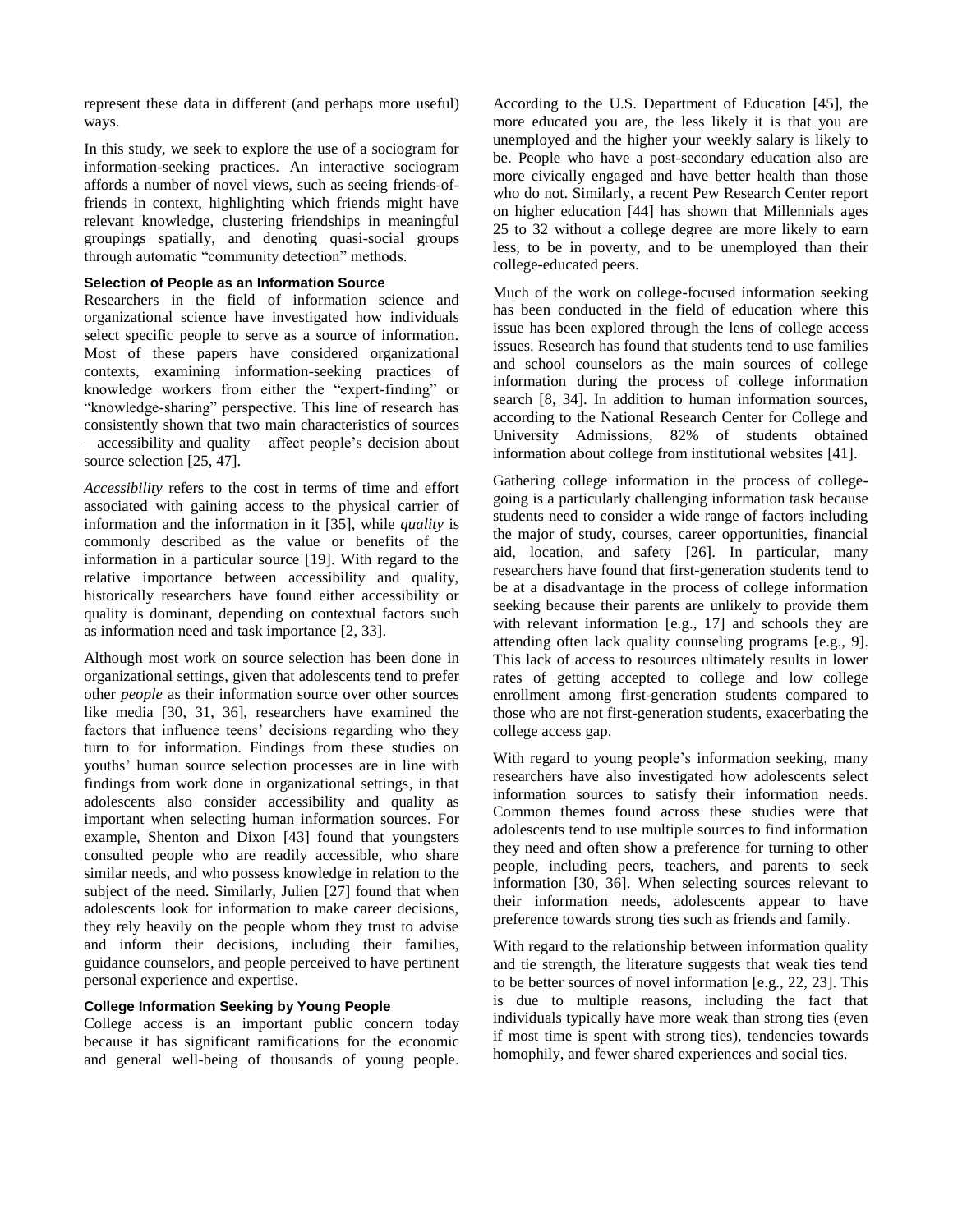represent these data in different (and perhaps more useful) ways.

In this study, we seek to explore the use of a sociogram for information-seeking practices. An interactive sociogram affords a number of novel views, such as seeing friends-of-friends in context, highlighting which friends might have relevant knowledge, clustering friendships in meaningful groupings spatially, and denoting quasi-social groups through automatic "community detection" methods.

### Selection of People as an Information Source

Researchers in the field of information science and organizational science have investigated how individuals select specific people to serve as a source of information. Most of these papers have considered organizational contexts, examining information-seeking practices of knowledge workers from either the "expert-finding" or "knowledge-sharing" perspective. This line of research has consistently shown that two main characteristics of sources – accessibility and quality – affect people's decision about source selection [25, 47].

*Accessibility* refers to the cost in terms of time and effort associated with gaining access to the physical carrier of information and the information in it [35], while *quality* is commonly described as the value or benefits of the information in a particular source [19]. With regard to the relative importance between accessibility and quality, historically researchers have found either accessibility or quality is dominant, depending on contextual factors such as information need and task importance [2, 33].

Although most work on source selection has been done in organizational settings, given that adolescents tend to prefer other *people* as their information source over other sources like media [30, 31, 36], researchers have examined the factors that influence teens' decisions regarding who they turn to for information. Findings from these studies on youths' human source selection processes are in line with findings from work done in organizational settings, in that adolescents also consider accessibility and quality as important when selecting human information sources. For example, Shenton and Dixon [43] found that youngsters consulted people who are readily accessible, who share similar needs, and who possess knowledge in relation to the subject of the need. Similarly, Julien [27] found that when adolescents look for information to make career decisions, they rely heavily on the people whom they trust to advise and inform their decisions, including their families, guidance counselors, and people perceived to have pertinent personal experience and expertise.

### College Information Seeking by Young People

College access is an important public concern today because it has significant ramifications for the economic and general well-being of thousands of young people. According to the U.S. Department of Education [45], the more educated you are, the less likely it is that you are unemployed and the higher your weekly salary is likely to be. People who have a post-secondary education also are more civically engaged and have better health than those who do not. Similarly, a recent Pew Research Center report on higher education [44] has shown that Millennials ages 25 to 32 without a college degree are more likely to earn less, to be in poverty, and to be unemployed than their college-educated peers.

Much of the work on college-focused information seeking has been conducted in the field of education where this issue has been explored through the lens of college access issues. Research has found that students tend to use families and school counselors as the main sources of college information during the process of college information search [8, 34]. In addition to human information sources, according to the National Research Center for College and University Admissions, 82% of students obtained information about college from institutional websites [41].

Gathering college information in the process of college-going is a particularly challenging information task because students need to consider a wide range of factors including the major of study, courses, career opportunities, financial aid, location, and safety [26]. In particular, many researchers have found that first-generation students tend to be at a disadvantage in the process of college information seeking because their parents are unlikely to provide them with relevant information [e.g., 17] and schools they are attending often lack quality counseling programs [e.g., 9]. This lack of access to resources ultimately results in lower rates of getting accepted to college and low college enrollment among first-generation students compared to those who are not first-generation students, exacerbating the college access gap.

With regard to young people's information seeking, many researchers have also investigated how adolescents select information sources to satisfy their information needs. Common themes found across these studies were that adolescents tend to use multiple sources to find information they need and often show a preference for turning to other people, including peers, teachers, and parents to seek information [30, 36]. When selecting sources relevant to their information needs, adolescents appear to have preference towards strong ties such as friends and family.

With regard to the relationship between information quality and tie strength, the literature suggests that weak ties tend to be better sources of novel information [e.g., 22, 23]. This is due to multiple reasons, including the fact that individuals typically have more weak than strong ties (even if most time is spent with strong ties), tendencies towards homophily, and fewer shared experiences and social ties.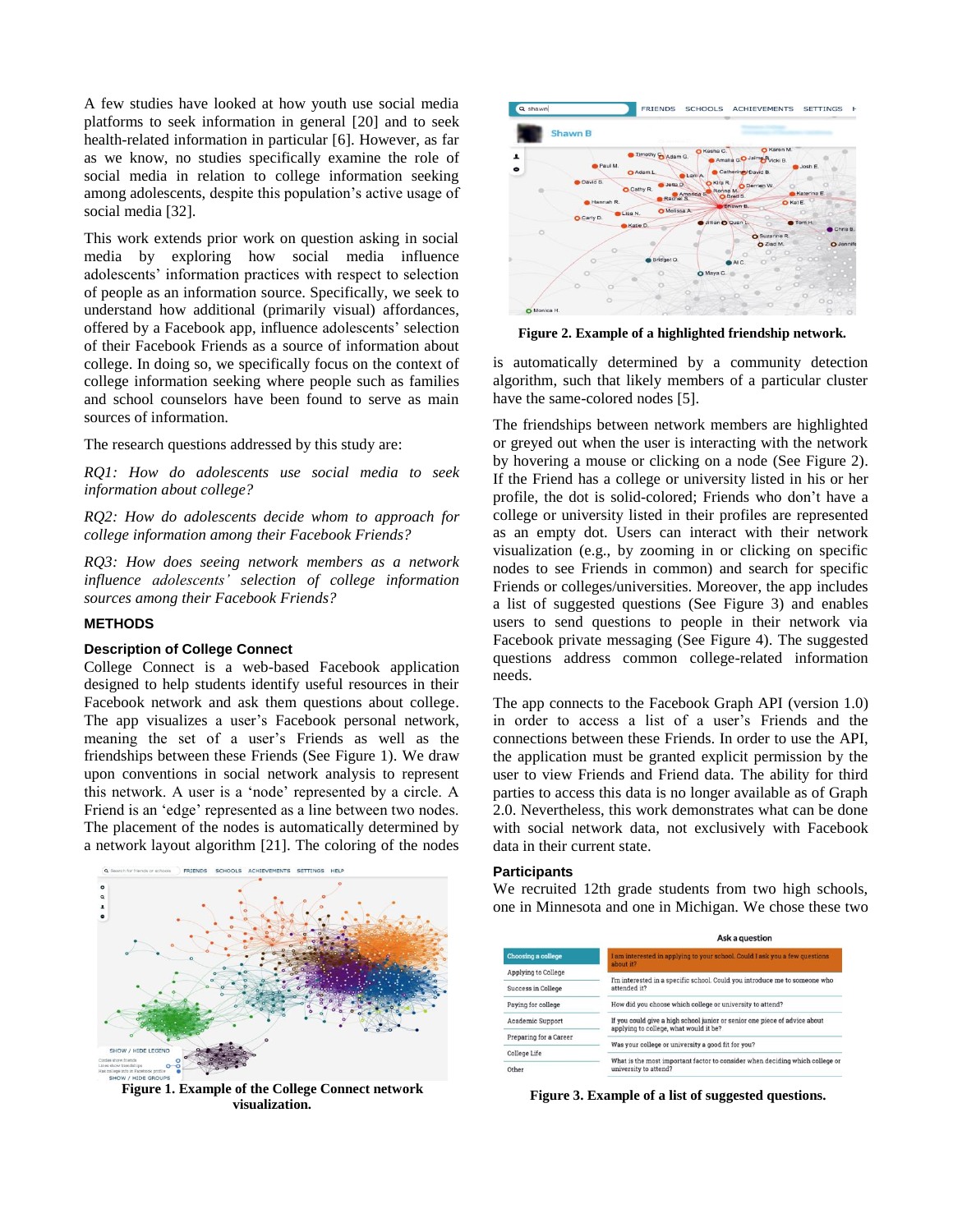A few studies have looked at how youth use social media platforms to seek information in general [20] and to seek health-related information in particular [6]. However, as far as we know, no studies specifically examine the role of social media in relation to college information seeking among adolescents, despite this population's active usage of social media [32].

This work extends prior work on question asking in social media by exploring how social media influence adolescents' information practices with respect to selection of people as an information source. Specifically, we seek to understand how additional (primarily visual) affordances, offered by a Facebook app, influence adolescents' selection of their Facebook Friends as a source of information about college. In doing so, we specifically focus on the context of college information seeking where people such as families and school counselors have been found to serve as main sources of information.

The research questions addressed by this study are:

*RQ1: How do adolescents use social media to seek information about college?*

*RQ2: How do adolescents decide whom to approach for college information among their Facebook Friends?*

*RQ3: How does seeing network members as a network influence adolescents' selection of college information sources among their Facebook Friends?*

## METHODS

### Description of College Connect

College Connect is a web-based Facebook application designed to help students identify useful resources in their Facebook network and ask them questions about college. The app visualizes a user's Facebook personal network, meaning the set of a user's Friends as well as the friendships between these Friends (See Figure 1). We draw upon conventions in social network analysis to represent this network. A user is a 'node' represented by a circle. A Friend is an 'edge' represented as a line between two nodes. The placement of the nodes is automatically determined by a network layout algorithm [21]. The coloring of the nodes is automatically determined by a community detection algorithm, such that likely members of a particular cluster have the same-colored nodes [5].

**Figure 1. Example of the College Connect network visualization.**

**Figure 2. Example of a highlighted friendship network.**

The friendships between network members are highlighted or greyed out when the user is interacting with the network by hovering a mouse or clicking on a node (See Figure 2). If the Friend has a college or university listed in his or her profile, the dot is solid-colored; Friends who don't have a college or university listed in their profiles are represented as an empty dot. Users can interact with their network visualization (e.g., by zooming in or clicking on specific nodes to see Friends in common) and search for specific Friends or colleges/universities. Moreover, the app includes a list of suggested questions (See Figure 3) and enables users to send questions to people in their network via Facebook private messaging (See Figure 4). The suggested questions address common college-related information needs.

The app connects to the Facebook Graph API (version 1.0) in order to access a list of a user's Friends and the connections between these Friends. In order to use the API, the application must be granted explicit permission by the user to view Friends and Friend data. The ability for third parties to access this data is no longer available as of Graph 2.0. Nevertheless, this work demonstrates what can be done with social network data, not exclusively with Facebook data in their current state.

### Participants

We recruited 12th grade students from two high schools, one in Minnesota and one in Michigan. We chose these two

**Figure 3. Example of a list of suggested questions.**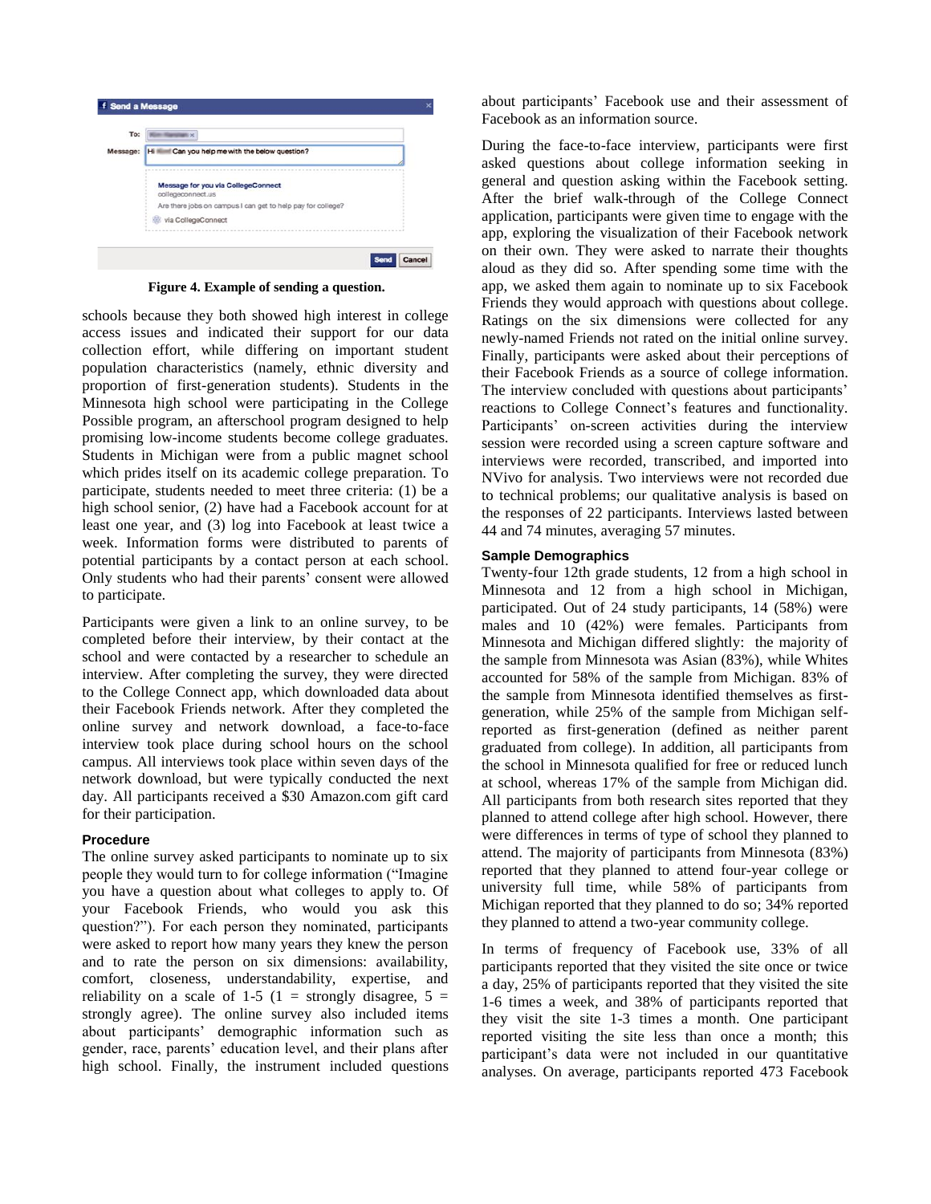Figure 4. Example of sending a question.

schools because they both showed high interest in college access issues and indicated their support for our data collection effort, while differing on important student population characteristics (namely, ethnic diversity and proportion of first-generation students). Students in the Minnesota high school were participating in the College Possible program, an afterschool program designed to help promising low-income students become college graduates. Students in Michigan were from a public magnet school which prides itself on its academic college preparation. To participate, students needed to meet three criteria: (1) be a high school senior, (2) have had a Facebook account for at least one year, and (3) log into Facebook at least twice a week. Information forms were distributed to parents of potential participants by a contact person at each school. Only students who had their parents' consent were allowed to participate.

Participants were given a link to an online survey, to be completed before their interview, by their contact at the school and were contacted by a researcher to schedule an interview. After completing the survey, they were directed to the College Connect app, which downloaded data about their Facebook Friends network. After they completed the online survey and network download, a face-to-face interview took place during school hours on the school campus. All interviews took place within seven days of the network download, but were typically conducted the next day. All participants received a $30 Amazon.com gift card for their participation.

### Procedure

The online survey asked participants to nominate up to six people they would turn to for college information ("Imagine you have a question about what colleges to apply to. Of your Facebook Friends, who would you ask this question?"). For each person they nominated, participants were asked to report how many years they knew the person and to rate the person on six dimensions: availability, comfort, closeness, understandability, expertise, and reliability on a scale of 1-5 (1 = strongly disagree, 5 = strongly agree). The online survey also included items about participants' demographic information such as gender, race, parents' education level, and their plans after high school. Finally, the instrument included questions about participants' Facebook use and their assessment of Facebook as an information source.

During the face-to-face interview, participants were first asked questions about college information seeking in general and question asking within the Facebook setting. After the brief walk-through of the College Connect application, participants were given time to engage with the app, exploring the visualization of their Facebook network on their own. They were asked to narrate their thoughts aloud as they did so. After spending some time with the app, we asked them again to nominate up to six Facebook Friends they would approach with questions about college. Ratings on the six dimensions were collected for any newly-named Friends not rated on the initial online survey. Finally, participants were asked about their perceptions of their Facebook Friends as a source of college information. The interview concluded with questions about participants' reactions to College Connect's features and functionality. Participants' on-screen activities during the interview session were recorded using a screen capture software and interviews were recorded, transcribed, and imported into NVivo for analysis. Two interviews were not recorded due to technical problems; our qualitative analysis is based on the responses of 22 participants. Interviews lasted between 44 and 74 minutes, averaging 57 minutes.

### Sample Demographics

Twenty-four 12th grade students, 12 from a high school in Minnesota and 12 from a high school in Michigan, participated. Out of 24 study participants, 14 (58%) were males and 10 (42%) were females. Participants from Minnesota and Michigan differed slightly: the majority of the sample from Minnesota was Asian (83%), while Whites accounted for 58% of the sample from Michigan. 83% of the sample from Minnesota identified themselves as first-generation, while 25% of the sample from Michigan self-reported as first-generation (defined as neither parent graduated from college). In addition, all participants from the school in Minnesota qualified for free or reduced lunch at school, whereas 17% of the sample from Michigan did. All participants from both research sites reported that they planned to attend college after high school. However, there were differences in terms of type of school they planned to attend. The majority of participants from Minnesota (83%) reported that they planned to attend four-year college or university full time, while 58% of participants from Michigan reported that they planned to do so; 34% reported they planned to attend a two-year community college.

In terms of frequency of Facebook use, 33% of all participants reported that they visited the site once or twice a day, 25% of participants reported that they visited the site 1-6 times a week, and 38% of participants reported that they visit the site 1-3 times a month. One participant reported visiting the site less than once a month; this participant's data were not included in our quantitative analyses. On average, participants reported 473 Facebook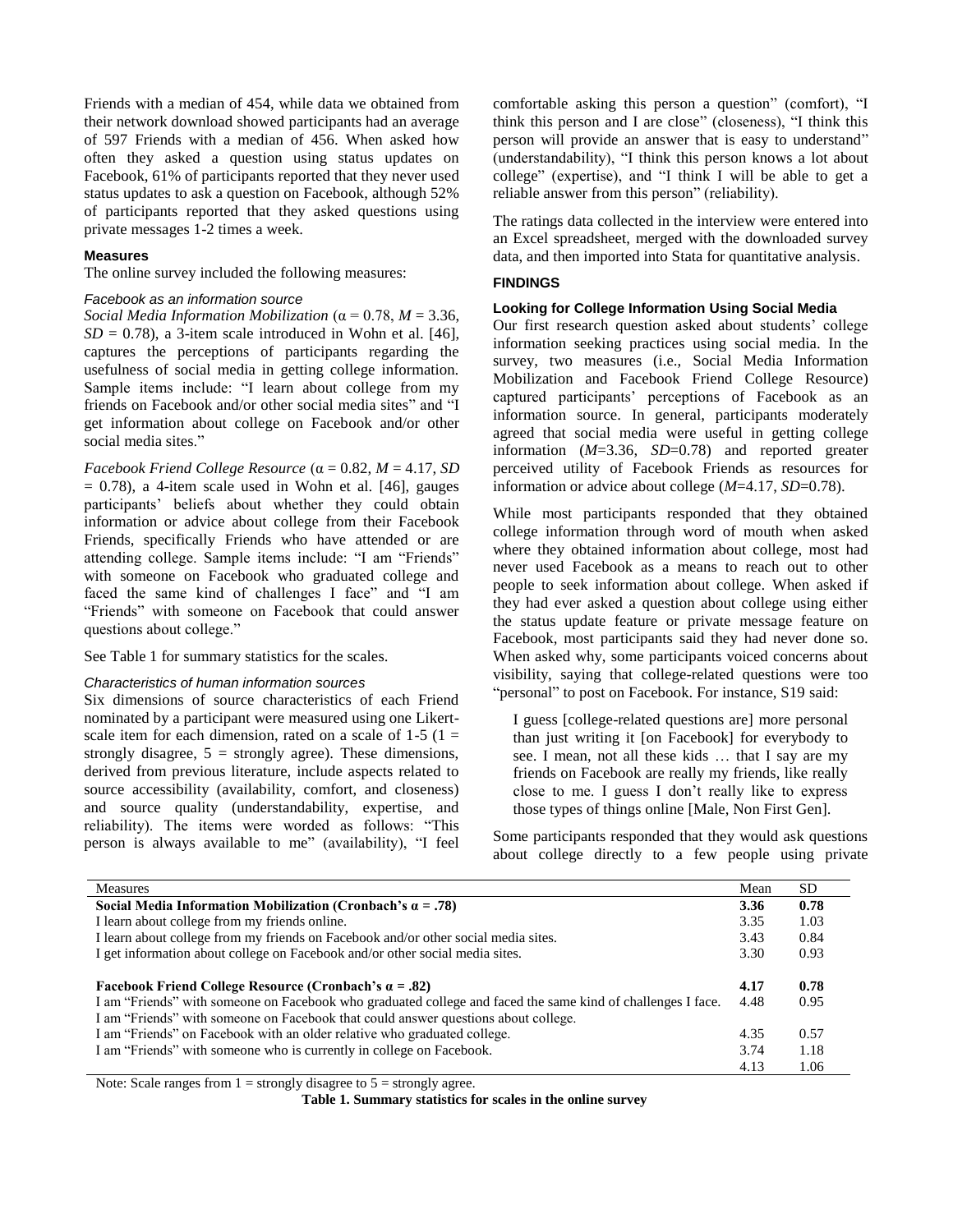Friends with a median of 454, while data we obtained from their network download showed participants had an average of 597 Friends with a median of 456. When asked how often they asked a question using status updates on Facebook, 61% of participants reported that they never used status updates to ask a question on Facebook, although 52% of participants reported that they asked questions using private messages 1-2 times a week.

### Measures

The online survey included the following measures:

#### *Facebook as an information source*

*Social Media Information Mobilization* ($\alpha$ = 0.78, $M$ = 3.36, $SD$ = 0.78), a 3-item scale introduced in Wohn et al. [46], captures the perceptions of participants regarding the usefulness of social media in getting college information. Sample items include: "I learn about college from my friends on Facebook and/or other social media sites" and "I get information about college on Facebook and/or other social media sites."

*Facebook Friend College Resource* ($\alpha$ = 0.82, $M$ = 4.17, $SD$ = 0.78), a 4-item scale used in Wohn et al. [46], gauges participants' beliefs about whether they could obtain information or advice about college from their Facebook Friends, specifically Friends who have attended or are attending college. Sample items include: "I am "Friends" with someone on Facebook who graduated college and faced the same kind of challenges I face" and "I am "Friends" with someone on Facebook that could answer questions about college."

See Table 1 for summary statistics for the scales.

#### *Characteristics of human information sources*

Six dimensions of source characteristics of each Friend nominated by a participant were measured using one Likert-scale item for each dimension, rated on a scale of 1-5 (1 = strongly disagree, 5 = strongly agree). These dimensions, derived from previous literature, include aspects related to source accessibility (availability, comfort, and closeness) and source quality (understandability, expertise, and reliability). The items were worded as follows: "This person is always available to me" (availability), "I feel comfortable asking this person a question" (comfort), "I think this person and I are close" (closeness), "I think this person will provide an answer that is easy to understand" (understandability), "I think this person knows a lot about college" (expertise), and "I think I will be able to get a reliable answer from this person" (reliability).

The ratings data collected in the interview were entered into an Excel spreadsheet, merged with the downloaded survey data, and then imported into Stata for quantitative analysis.

## FINDINGS

### Looking for College Information Using Social Media

Our first research question asked about students' college information seeking practices using social media. In the survey, two measures (i.e., Social Media Information Mobilization and Facebook Friend College Resource) captured participants' perceptions of Facebook as an information source. In general, participants moderately agreed that social media were useful in getting college information ($M$=3.36, $SD$=0.78) and reported greater perceived utility of Facebook Friends as resources for information or advice about college ($M$=4.17, $SD$=0.78).

While most participants responded that they obtained college information through word of mouth when asked where they obtained information about college, most had never used Facebook as a means to reach out to other people to seek information about college. When asked if they had ever asked a question about college using either the status update feature or private message feature on Facebook, most participants said they had never done so. When asked why, some participants voiced concerns about visibility, saying that college-related questions were too "personal" to post on Facebook. For instance, S19 said:

> I guess [college-related questions are] more personal than just writing it [on Facebook] for everybody to see. I mean, not all these kids … that I say are my friends on Facebook are really my friends, like really close to me. I guess I don't really like to express those types of things online [Male, Non First Gen].

Some participants responded that they would ask questions about college directly to a few people using private

| Measures | Mean | SD |
|---|---|---|
| **Social Media Information Mobilization (Cronbach's α = .78)** | **3.36** | **0.78** |
| I learn about college from my friends online. | 3.35 | 1.03 |
| I learn about college from my friends on Facebook and/or other social media sites. | 3.43 | 0.84 |
| I get information about college on Facebook and/or other social media sites. | 3.30 | 0.93 |
| | | |
| **Facebook Friend College Resource (Cronbach's α = .82)** | **4.17** | **0.78** |
| I am "Friends" with someone on Facebook who graduated college and faced the same kind of challenges I face. | 4.48 | 0.95 |
| I am "Friends" with someone on Facebook that could answer questions about college. | | |
| I am "Friends" on Facebook with an older relative who graduated college. | 4.35 | 0.57 |
| I am "Friends" with someone who is currently in college on Facebook. | 3.74 | 1.18 |
| | 4.13 | 1.06 |

Note: Scale ranges from 1 = strongly disagree to 5 = strongly agree.

**Table 1. Summary statistics for scales in the online survey**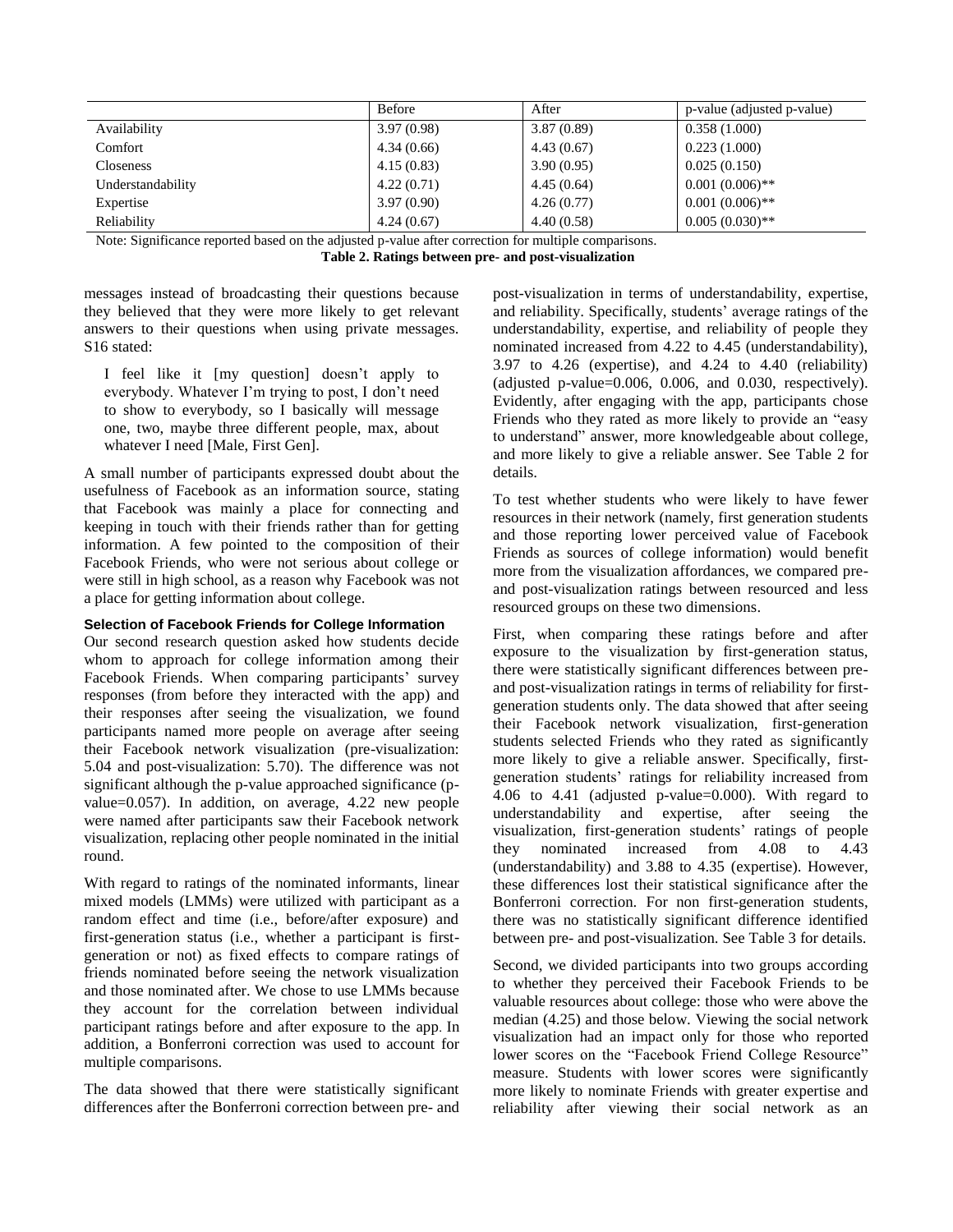| | Before | After | p-value (adjusted p-value) |
|---|---|---|---|
| Availability | 3.97 (0.98) | 3.87 (0.89) | 0.358 (1.000) |
| Comfort | 4.34 (0.66) | 4.43 (0.67) | 0.223 (1.000) |
| Closeness | 4.15 (0.83) | 3.90 (0.95) | 0.025 (0.150) |
| Understandability | 4.22 (0.71) | 4.45 (0.64) | 0.001 (0.006)** |
| Expertise | 3.97 (0.90) | 4.26 (0.77) | 0.001 (0.006)** |
| Reliability | 4.24 (0.67) | 4.40 (0.58) | 0.005 (0.030)** |

Note: Significance reported based on the adjusted p-value after correction for multiple comparisons.

**Table 2. Ratings between pre- and post-visualization**

messages instead of broadcasting their questions because they believed that they were more likely to get relevant answers to their questions when using private messages. S16 stated:

> I feel like it [my question] doesn't apply to everybody. Whatever I'm trying to post, I don't need to show to everybody, so I basically will message one, two, maybe three different people, max, about whatever I need [Male, First Gen].

A small number of participants expressed doubt about the usefulness of Facebook as an information source, stating that Facebook was mainly a place for connecting and keeping in touch with their friends rather than for getting information. A few pointed to the composition of their Facebook Friends, who were not serious about college or were still in high school, as a reason why Facebook was not a place for getting information about college.

### Selection of Facebook Friends for College Information

Our second research question asked how students decide whom to approach for college information among their Facebook Friends. When comparing participants' survey responses (from before they interacted with the app) and their responses after seeing the visualization, we found participants named more people on average after seeing their Facebook network visualization (pre-visualization: 5.04 and post-visualization: 5.70). The difference was not significant although the p-value approached significance (p-value=0.057). In addition, on average, 4.22 new people were named after participants saw their Facebook network visualization, replacing other people nominated in the initial round.

With regard to ratings of the nominated informants, linear mixed models (LMMs) were utilized with participant as a random effect and time (i.e., before/after exposure) and first-generation status (i.e., whether a participant is first-generation or not) as fixed effects to compare ratings of friends nominated before seeing the network visualization and those nominated after. We chose to use LMMs because they account for the correlation between individual participant ratings before and after exposure to the app. In addition, a Bonferroni correction was used to account for multiple comparisons.

The data showed that there were statistically significant differences after the Bonferroni correction between pre- and post-visualization in terms of understandability, expertise, and reliability. Specifically, students' average ratings of the understandability, expertise, and reliability of people they nominated increased from 4.22 to 4.45 (understandability), 3.97 to 4.26 (expertise), and 4.24 to 4.40 (reliability) (adjusted p-value=0.006, 0.006, and 0.030, respectively). Evidently, after engaging with the app, participants chose Friends who they rated as more likely to provide an "easy to understand" answer, more knowledgeable about college, and more likely to give a reliable answer. See Table 2 for details.

To test whether students who were likely to have fewer resources in their network (namely, first generation students and those reporting lower perceived value of Facebook Friends as sources of college information) would benefit more from the visualization affordances, we compared pre- and post-visualization ratings between resourced and less resourced groups on these two dimensions.

First, when comparing these ratings before and after exposure to the visualization by first-generation status, there were statistically significant differences between pre- and post-visualization ratings in terms of reliability for first-generation students only. The data showed that after seeing their Facebook network visualization, first-generation students selected Friends who they rated as significantly more likely to give a reliable answer. Specifically, first-generation students' ratings for reliability increased from 4.06 to 4.41 (adjusted p-value=0.000). With regard to understandability and expertise, after seeing the visualization, first-generation students' ratings of people they nominated increased from 4.08 to 4.43 (understandability) and 3.88 to 4.35 (expertise). However, these differences lost their statistical significance after the Bonferroni correction. For non first-generation students, there was no statistically significant difference identified between pre- and post-visualization. See Table 3 for details.

Second, we divided participants into two groups according to whether they perceived their Facebook Friends to be valuable resources about college: those who were above the median (4.25) and those below. Viewing the social network visualization had an impact only for those who reported lower scores on the "Facebook Friend College Resource" measure. Students with lower scores were significantly more likely to nominate Friends with greater expertise and reliability after viewing their social network as an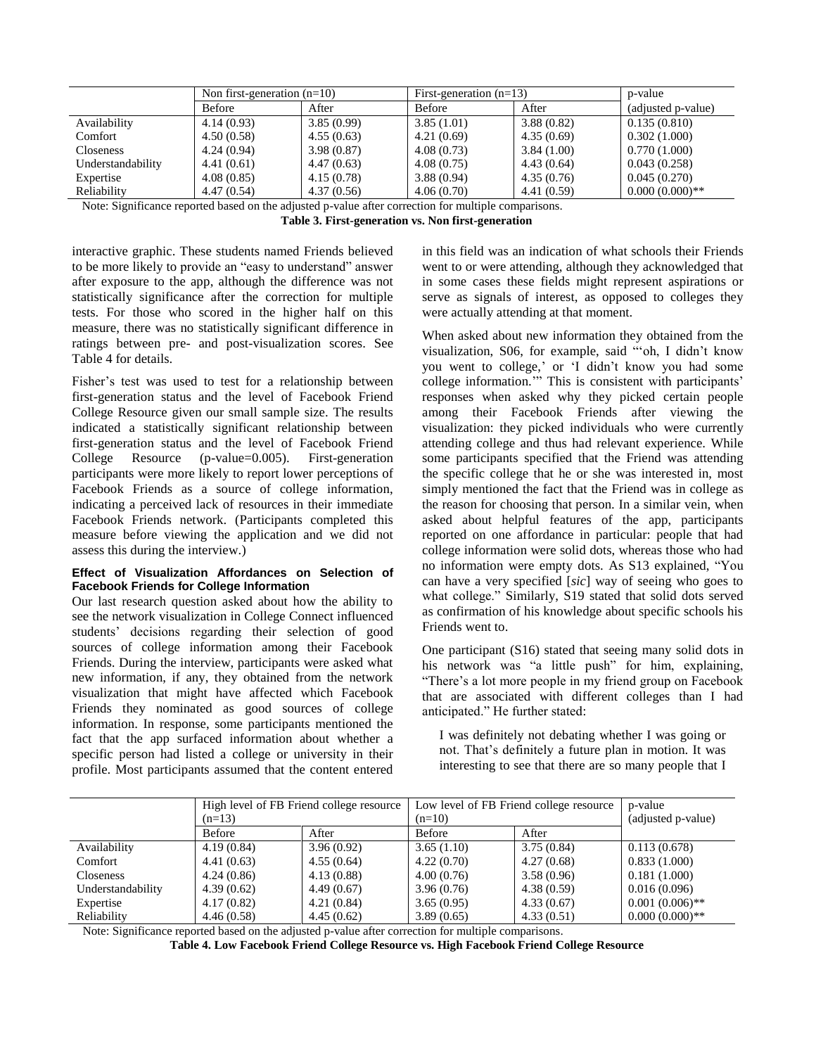| | Non first-generation (n=10) | | First-generation (n=13) | | p-value |
|---|---|---|---|---|---|
| | Before | After | Before | After | (adjusted p-value) |
| Availability | 4.14 (0.93) | 3.85 (0.99) | 3.85 (1.01) | 3.88 (0.82) | 0.135 (0.810) |
| Comfort | 4.50 (0.58) | 4.55 (0.63) | 4.21 (0.69) | 4.35 (0.69) | 0.302 (1.000) |
| Closeness | 4.24 (0.94) | 3.98 (0.87) | 4.08 (0.73) | 3.84 (1.00) | 0.770 (1.000) |
| Understandability | 4.41 (0.61) | 4.47 (0.63) | 4.08 (0.75) | 4.43 (0.64) | 0.043 (0.258) |
| Expertise | 4.08 (0.85) | 4.15 (0.78) | 3.88 (0.94) | 4.35 (0.76) | 0.045 (0.270) |
| Reliability | 4.47 (0.54) | 4.37 (0.56) | 4.06 (0.70) | 4.41 (0.59) | 0.000 (0.000)** |

Note: Significance reported based on the adjusted p-value after correction for multiple comparisons.

**Table 3. First-generation vs. Non first-generation**

interactive graphic. These students named Friends believed to be more likely to provide an "easy to understand" answer after exposure to the app, although the difference was not statistically significance after the correction for multiple tests. For those who scored in the higher half on this measure, there was no statistically significant difference in ratings between pre- and post-visualization scores. See Table 4 for details.

Fisher's test was used to test for a relationship between first-generation status and the level of Facebook Friend College Resource given our small sample size. The results indicated a statistically significant relationship between first-generation status and the level of Facebook Friend College Resource (p-value=0.005). First-generation participants were more likely to report lower perceptions of Facebook Friends as a source of college information, indicating a perceived lack of resources in their immediate Facebook Friends network. (Participants completed this measure before viewing the application and we did not assess this during the interview.)

#### Effect of Visualization Affordances on Selection of Facebook Friends for College Information

Our last research question asked about how the ability to see the network visualization in College Connect influenced students' decisions regarding their selection of good sources of college information among their Facebook Friends. During the interview, participants were asked what new information, if any, they obtained from the network visualization that might have affected which Facebook Friends they nominated as good sources of college information. In response, some participants mentioned the fact that the app surfaced information about whether a specific person had listed a college or university in their profile. Most participants assumed that the content entered in this field was an indication of what schools their Friends went to or were attending, although they acknowledged that in some cases these fields might represent aspirations or serve as signals of interest, as opposed to colleges they were actually attending at that moment.

When asked about new information they obtained from the visualization, S06, for example, said "'oh, I didn't know you went to college,' or 'I didn't know you had some college information.'" This is consistent with participants' responses when asked why they picked certain people among their Facebook Friends after viewing the visualization: they picked individuals who were currently attending college and thus had relevant experience. While some participants specified that the Friend was attending the specific college that he or she was interested in, most simply mentioned the fact that the Friend was in college as the reason for choosing that person. In a similar vein, when asked about helpful features of the app, participants reported on one affordance in particular: people that had college information were solid dots, whereas those who had no information were empty dots. As S13 explained, "You can have a very specified [*sic*] way of seeing who goes to what college." Similarly, S19 stated that solid dots served as confirmation of his knowledge about specific schools his Friends went to.

One participant (S16) stated that seeing many solid dots in his network was "a little push" for him, explaining, "There's a lot more people in my friend group on Facebook that are associated with different colleges than I had anticipated." He further stated:

> I was definitely not debating whether I was going or not. That's definitely a future plan in motion. It was interesting to see that there are so many people that I

| | High level of FB Friend college resource (n=13) | | Low level of FB Friend college resource (n=10) | | p-value (adjusted p-value) |
|---|---|---|---|---|---|
| | Before | After | Before | After | |
| Availability | 4.19 (0.84) | 3.96 (0.92) | 3.65 (1.10) | 3.75 (0.84) | 0.113 (0.678) |
| Comfort | 4.41 (0.63) | 4.55 (0.64) | 4.22 (0.70) | 4.27 (0.68) | 0.833 (1.000) |
| Closeness | 4.24 (0.86) | 4.13 (0.88) | 4.00 (0.76) | 3.58 (0.96) | 0.181 (1.000) |
| Understandability | 4.39 (0.62) | 4.49 (0.67) | 3.96 (0.76) | 4.38 (0.59) | 0.016 (0.096) |
| Expertise | 4.17 (0.82) | 4.21 (0.84) | 3.65 (0.95) | 4.33 (0.67) | 0.001 (0.006)** |
| Reliability | 4.46 (0.58) | 4.45 (0.62) | 3.89 (0.65) | 4.33 (0.51) | 0.000 (0.000)** |

Note: Significance reported based on the adjusted p-value after correction for multiple comparisons.

**Table 4. Low Facebook Friend College Resource vs. High Facebook Friend College Resource**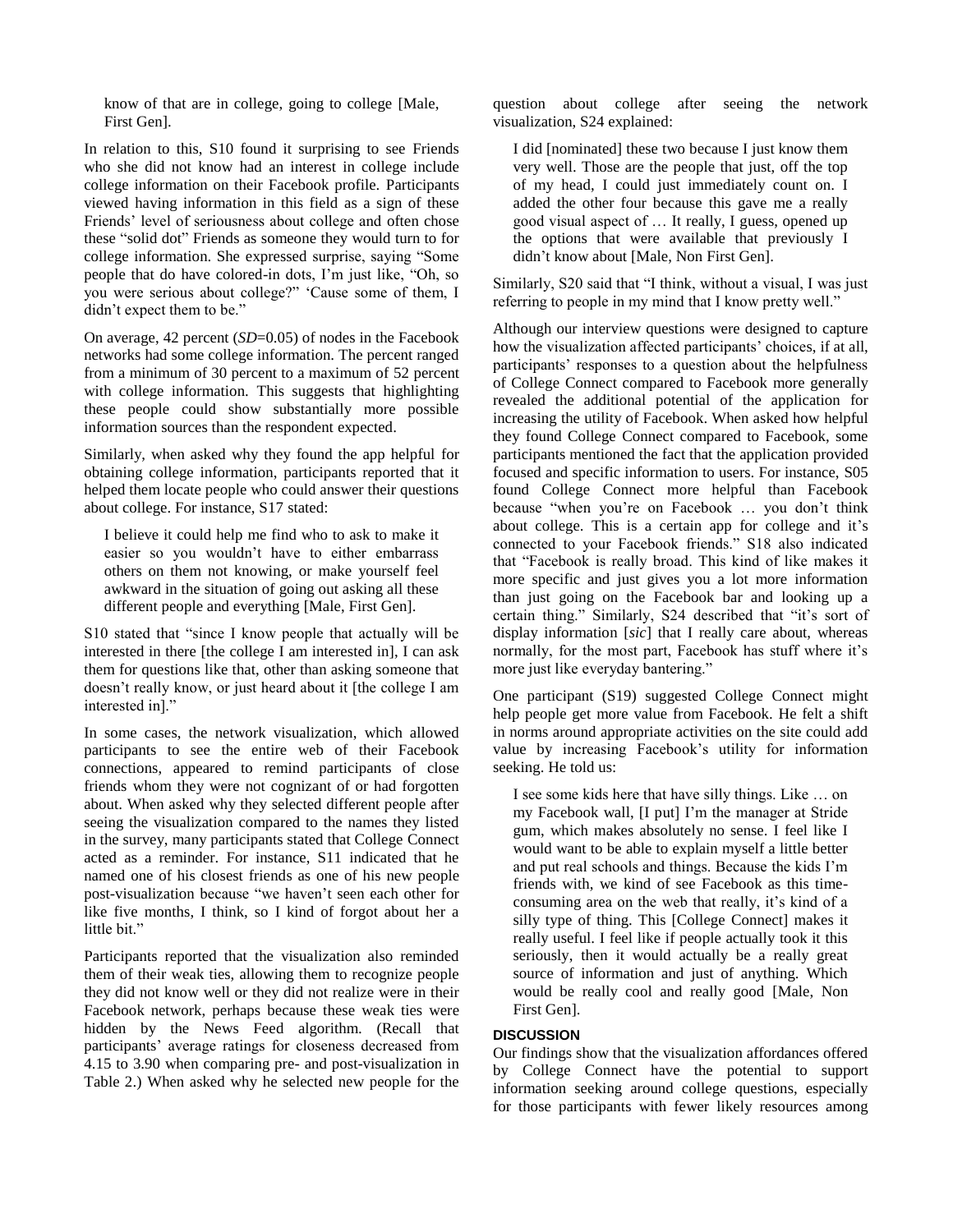> know of that are in college, going to college [Male, First Gen].

In relation to this, S10 found it surprising to see Friends who she did not know had an interest in college include college information on their Facebook profile. Participants viewed having information in this field as a sign of these Friends' level of seriousness about college and often chose these "solid dot" Friends as someone they would turn to for college information. She expressed surprise, saying "Some people that do have colored-in dots, I'm just like, "Oh, so you were serious about college?" 'Cause some of them, I didn't expect them to be."

On average, 42 percent (*SD*=0.05) of nodes in the Facebook networks had some college information. The percent ranged from a minimum of 30 percent to a maximum of 52 percent with college information. This suggests that highlighting these people could show substantially more possible information sources than the respondent expected.

Similarly, when asked why they found the app helpful for obtaining college information, participants reported that it helped them locate people who could answer their questions about college. For instance, S17 stated:

> I believe it could help me find who to ask to make it easier so you wouldn't have to either embarrass others on them not knowing, or make yourself feel awkward in the situation of going out asking all these different people and everything [Male, First Gen].

S10 stated that "since I know people that actually will be interested in there [the college I am interested in], I can ask them for questions like that, other than asking someone that doesn't really know, or just heard about it [the college I am interested in]."

In some cases, the network visualization, which allowed participants to see the entire web of their Facebook connections, appeared to remind participants of close friends whom they were not cognizant of or had forgotten about. When asked why they selected different people after seeing the visualization compared to the names they listed in the survey, many participants stated that College Connect acted as a reminder. For instance, S11 indicated that he named one of his closest friends as one of his new people post-visualization because "we haven't seen each other for like five months, I think, so I kind of forgot about her a little bit."

Participants reported that the visualization also reminded them of their weak ties, allowing them to recognize people they did not know well or they did not realize were in their Facebook network, perhaps because these weak ties were hidden by the News Feed algorithm. (Recall that participants' average ratings for closeness decreased from 4.15 to 3.90 when comparing pre- and post-visualization in Table 2.) When asked why he selected new people for the question about college after seeing the network visualization, S24 explained:

> I did [nominated] these two because I just know them very well. Those are the people that just, off the top of my head, I could just immediately count on. I added the other four because this gave me a really good visual aspect of … It really, I guess, opened up the options that were available that previously I didn't know about [Male, Non First Gen].

Similarly, S20 said that "I think, without a visual, I was just referring to people in my mind that I know pretty well."

Although our interview questions were designed to capture how the visualization affected participants' choices, if at all, participants' responses to a question about the helpfulness of College Connect compared to Facebook more generally revealed the additional potential of the application for increasing the utility of Facebook. When asked how helpful they found College Connect compared to Facebook, some participants mentioned the fact that the application provided focused and specific information to users. For instance, S05 found College Connect more helpful than Facebook because "when you're on Facebook … you don't think about college. This is a certain app for college and it's connected to your Facebook friends." S18 also indicated that "Facebook is really broad. This kind of like makes it more specific and just gives you a lot more information than just going on the Facebook bar and looking up a certain thing." Similarly, S24 described that "it's sort of display information [*sic*] that I really care about, whereas normally, for the most part, Facebook has stuff where it's more just like everyday bantering."

One participant (S19) suggested College Connect might help people get more value from Facebook. He felt a shift in norms around appropriate activities on the site could add value by increasing Facebook's utility for information seeking. He told us:

> I see some kids here that have silly things. Like … on my Facebook wall, [I put] I'm the manager at Stride gum, which makes absolutely no sense. I feel like I would want to be able to explain myself a little better and put real schools and things. Because the kids I'm friends with, we kind of see Facebook as this time-consuming area on the web that really, it's kind of a silly type of thing. This [College Connect] makes it really useful. I feel like if people actually took it this seriously, then it would actually be a really great source of information and just of anything. Which would be really cool and really good [Male, Non First Gen].

## DISCUSSION

Our findings show that the visualization affordances offered by College Connect have the potential to support information seeking around college questions, especially for those participants with fewer likely resources among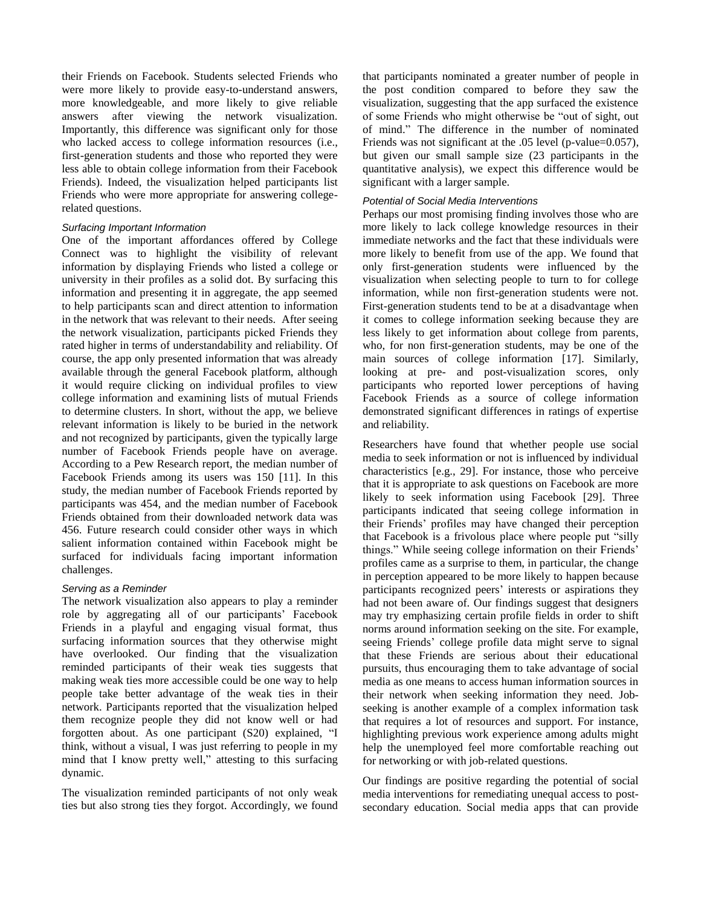their Friends on Facebook. Students selected Friends who were more likely to provide easy-to-understand answers, more knowledgeable, and more likely to give reliable answers after viewing the network visualization. Importantly, this difference was significant only for those who lacked access to college information resources (i.e., first-generation students and those who reported they were less able to obtain college information from their Facebook Friends). Indeed, the visualization helped participants list Friends who were more appropriate for answering college-related questions.

### *Surfacing Important Information*

One of the important affordances offered by College Connect was to highlight the visibility of relevant information by displaying Friends who listed a college or university in their profiles as a solid dot. By surfacing this information and presenting it in aggregate, the app seemed to help participants scan and direct attention to information in the network that was relevant to their needs. After seeing the network visualization, participants picked Friends they rated higher in terms of understandability and reliability. Of course, the app only presented information that was already available through the general Facebook platform, although it would require clicking on individual profiles to view college information and examining lists of mutual Friends to determine clusters. In short, without the app, we believe relevant information is likely to be buried in the network and not recognized by participants, given the typically large number of Facebook Friends people have on average. According to a Pew Research report, the median number of Facebook Friends among its users was 150 [11]. In this study, the median number of Facebook Friends reported by participants was 454, and the median number of Facebook Friends obtained from their downloaded network data was 456. Future research could consider other ways in which salient information contained within Facebook might be surfaced for individuals facing important information challenges.

### *Serving as a Reminder*

The network visualization also appears to play a reminder role by aggregating all of our participants' Facebook Friends in a playful and engaging visual format, thus surfacing information sources that they otherwise might have overlooked. Our finding that the visualization reminded participants of their weak ties suggests that making weak ties more accessible could be one way to help people take better advantage of the weak ties in their network. Participants reported that the visualization helped them recognize people they did not know well or had forgotten about. As one participant (S20) explained, "I think, without a visual, I was just referring to people in my mind that I know pretty well," attesting to this surfacing dynamic.

The visualization reminded participants of not only weak ties but also strong ties they forgot. Accordingly, we found that participants nominated a greater number of people in the post condition compared to before they saw the visualization, suggesting that the app surfaced the existence of some Friends who might otherwise be "out of sight, out of mind." The difference in the number of nominated Friends was not significant at the .05 level (p-value=0.057), but given our small sample size (23 participants in the quantitative analysis), we expect this difference would be significant with a larger sample.

### *Potential of Social Media Interventions*

Perhaps our most promising finding involves those who are more likely to lack college knowledge resources in their immediate networks and the fact that these individuals were more likely to benefit from use of the app. We found that only first-generation students were influenced by the visualization when selecting people to turn to for college information, while non first-generation students were not. First-generation students tend to be at a disadvantage when it comes to college information seeking because they are less likely to get information about college from parents, who, for non first-generation students, may be one of the main sources of college information [17]. Similarly, looking at pre- and post-visualization scores, only participants who reported lower perceptions of having Facebook Friends as a source of college information demonstrated significant differences in ratings of expertise and reliability.

Researchers have found that whether people use social media to seek information or not is influenced by individual characteristics [e.g., 29]. For instance, those who perceive that it is appropriate to ask questions on Facebook are more likely to seek information using Facebook [29]. Three participants indicated that seeing college information in their Friends' profiles may have changed their perception that Facebook is a frivolous place where people put "silly things." While seeing college information on their Friends' profiles came as a surprise to them, in particular, the change in perception appeared to be more likely to happen because participants recognized peers' interests or aspirations they had not been aware of. Our findings suggest that designers may try emphasizing certain profile fields in order to shift norms around information seeking on the site. For example, seeing Friends' college profile data might serve to signal that these Friends are serious about their educational pursuits, thus encouraging them to take advantage of social media as one means to access human information sources in their network when seeking information they need. Job-seeking is another example of a complex information task that requires a lot of resources and support. For instance, highlighting previous work experience among adults might help the unemployed feel more comfortable reaching out for networking or with job-related questions.

Our findings are positive regarding the potential of social media interventions for remediating unequal access to post-secondary education. Social media apps that can provide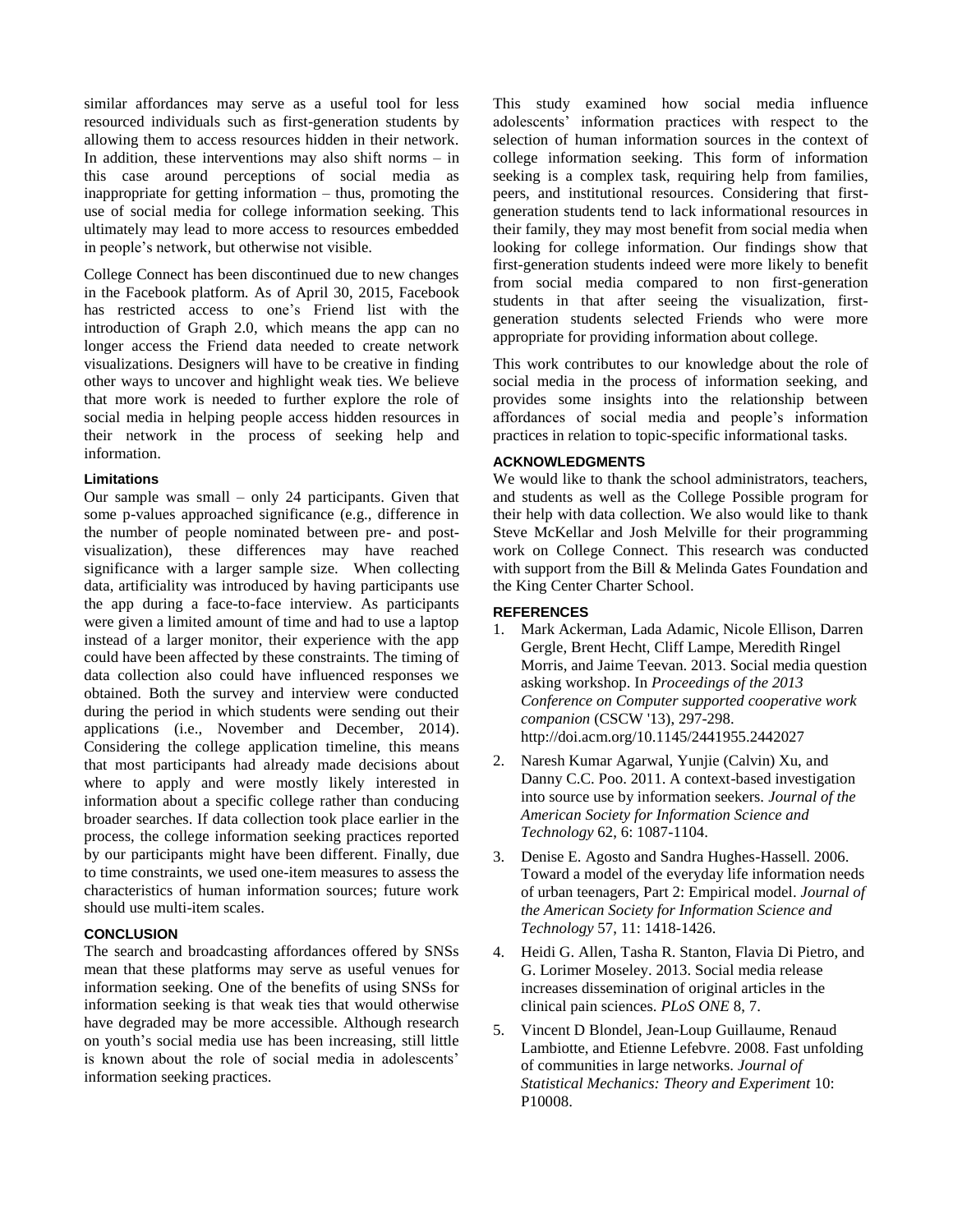similar affordances may serve as a useful tool for less resourced individuals such as first-generation students by allowing them to access resources hidden in their network. In addition, these interventions may also shift norms – in this case around perceptions of social media as inappropriate for getting information – thus, promoting the use of social media for college information seeking. This ultimately may lead to more access to resources embedded in people's network, but otherwise not visible.

College Connect has been discontinued due to new changes in the Facebook platform. As of April 30, 2015, Facebook has restricted access to one's Friend list with the introduction of Graph 2.0, which means the app can no longer access the Friend data needed to create network visualizations. Designers will have to be creative in finding other ways to uncover and highlight weak ties. We believe that more work is needed to further explore the role of social media in helping people access hidden resources in their network in the process of seeking help and information.

### Limitations

Our sample was small – only 24 participants. Given that some p-values approached significance (e.g., difference in the number of people nominated between pre- and post-visualization), these differences may have reached significance with a larger sample size. When collecting data, artificiality was introduced by having participants use the app during a face-to-face interview. As participants were given a limited amount of time and had to use a laptop instead of a larger monitor, their experience with the app could have been affected by these constraints. The timing of data collection also could have influenced responses we obtained. Both the survey and interview were conducted during the period in which students were sending out their applications (i.e., November and December, 2014). Considering the college application timeline, this means that most participants had already made decisions about where to apply and were mostly likely interested in information about a specific college rather than conducing broader searches. If data collection took place earlier in the process, the college information seeking practices reported by our participants might have been different. Finally, due to time constraints, we used one-item measures to assess the characteristics of human information sources; future work should use multi-item scales.

## CONCLUSION

The search and broadcasting affordances offered by SNSs mean that these platforms may serve as useful venues for information seeking. One of the benefits of using SNSs for information seeking is that weak ties that would otherwise have degraded may be more accessible. Although research on youth's social media use has been increasing, still little is known about the role of social media in adolescents' information seeking practices.

This study examined how social media influence adolescents' information practices with respect to the selection of human information sources in the context of college information seeking. This form of information seeking is a complex task, requiring help from families, peers, and institutional resources. Considering that first-generation students tend to lack informational resources in their family, they may most benefit from social media when looking for college information. Our findings show that first-generation students indeed were more likely to benefit from social media compared to non first-generation students in that after seeing the visualization, first-generation students selected Friends who were more appropriate for providing information about college.

This work contributes to our knowledge about the role of social media in the process of information seeking, and provides some insights into the relationship between affordances of social media and people's information practices in relation to topic-specific informational tasks.

## ACKNOWLEDGMENTS

We would like to thank the school administrators, teachers, and students as well as the College Possible program for their help with data collection. We also would like to thank Steve McKellar and Josh Melville for their programming work on College Connect. This research was conducted with support from the Bill & Melinda Gates Foundation and the King Center Charter School.

## REFERENCES

1. Mark Ackerman, Lada Adamic, Nicole Ellison, Darren Gergle, Brent Hecht, Cliff Lampe, Meredith Ringel Morris, and Jaime Teevan. 2013. Social media question asking workshop. In *Proceedings of the 2013 Conference on Computer supported cooperative work companion* (CSCW '13), 297-298. http://doi.acm.org/10.1145/2441955.2442027
2. Naresh Kumar Agarwal, Yunjie (Calvin) Xu, and Danny C.C. Poo. 2011. A context-based investigation into source use by information seekers. *Journal of the American Society for Information Science and Technology* 62, 6: 1087-1104.
3. Denise E. Agosto and Sandra Hughes-Hassell. 2006. Toward a model of the everyday life information needs of urban teenagers, Part 2: Empirical model. *Journal of the American Society for Information Science and Technology* 57, 11: 1418-1426.
4. Heidi G. Allen, Tasha R. Stanton, Flavia Di Pietro, and G. Lorimer Moseley. 2013. Social media release increases dissemination of original articles in the clinical pain sciences. *PLoS ONE* 8, 7.
5. Vincent D Blondel, Jean-Loup Guillaume, Renaud Lambiotte, and Etienne Lefebvre. 2008. Fast unfolding of communities in large networks. *Journal of Statistical Mechanics: Theory and Experiment* 10: P10008.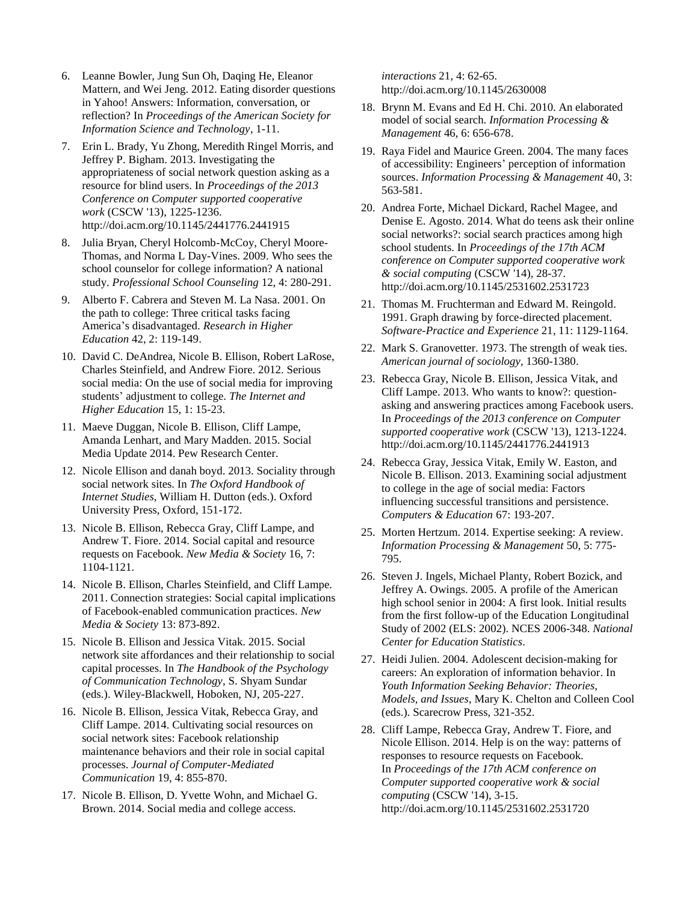6. Leanne Bowler, Jung Sun Oh, Daqing He, Eleanor Mattern, and Wei Jeng. 2012. Eating disorder questions in Yahoo! Answers: Information, conversation, or reflection? In *Proceedings of the American Society for Information Science and Technology*, 1-11.
7. Erin L. Brady, Yu Zhong, Meredith Ringel Morris, and Jeffrey P. Bigham. 2013. Investigating the appropriateness of social network question asking as a resource for blind users. In *Proceedings of the 2013 Conference on Computer supported cooperative work* (CSCW '13), 1225-1236. http://doi.acm.org/10.1145/2441776.2441915
8. Julia Bryan, Cheryl Holcomb-McCoy, Cheryl Moore-Thomas, and Norma L Day-Vines. 2009. Who sees the school counselor for college information? A national study. *Professional School Counseling* 12, 4: 280-291.
9. Alberto F. Cabrera and Steven M. La Nasa. 2001. On the path to college: Three critical tasks facing America's disadvantaged. *Research in Higher Education* 42, 2: 119-149.
10. David C. DeAndrea, Nicole B. Ellison, Robert LaRose, Charles Steinfield, and Andrew Fiore. 2012. Serious social media: On the use of social media for improving students' adjustment to college. *The Internet and Higher Education* 15, 1: 15-23.
11. Maeve Duggan, Nicole B. Ellison, Cliff Lampe, Amanda Lenhart, and Mary Madden. 2015. Social Media Update 2014. Pew Research Center.
12. Nicole Ellison and danah boyd. 2013. Sociality through social network sites. In *The Oxford Handbook of Internet Studies*, William H. Dutton (eds.). Oxford University Press, Oxford, 151-172.
13. Nicole B. Ellison, Rebecca Gray, Cliff Lampe, and Andrew T. Fiore. 2014. Social capital and resource requests on Facebook. *New Media & Society* 16, 7: 1104-1121.
14. Nicole B. Ellison, Charles Steinfield, and Cliff Lampe. 2011. Connection strategies: Social capital implications of Facebook-enabled communication practices. *New Media & Society* 13: 873-892.
15. Nicole B. Ellison and Jessica Vitak. 2015. Social network site affordances and their relationship to social capital processes. In *The Handbook of the Psychology of Communication Technology*, S. Shyam Sundar (eds.). Wiley-Blackwell, Hoboken, NJ, 205-227.
16. Nicole B. Ellison, Jessica Vitak, Rebecca Gray, and Cliff Lampe. 2014. Cultivating social resources on social network sites: Facebook relationship maintenance behaviors and their role in social capital processes. *Journal of Computer-Mediated Communication* 19, 4: 855-870.
17. Nicole B. Ellison, D. Yvette Wohn, and Michael G. Brown. 2014. Social media and college access. *interactions* 21, 4: 62-65. http://doi.acm.org/10.1145/2630008
18. Brynn M. Evans and Ed H. Chi. 2010. An elaborated model of social search. *Information Processing & Management* 46, 6: 656-678.
19. Raya Fidel and Maurice Green. 2004. The many faces of accessibility: Engineers' perception of information sources. *Information Processing & Management* 40, 3: 563-581.
20. Andrea Forte, Michael Dickard, Rachel Magee, and Denise E. Agosto. 2014. What do teens ask their online social networks?: social search practices among high school students. In *Proceedings of the 17th ACM conference on Computer supported cooperative work & social computing* (CSCW '14), 28-37. http://doi.acm.org/10.1145/2531602.2531723
21. Thomas M. Fruchterman and Edward M. Reingold. 1991. Graph drawing by force-directed placement. *Software-Practice and Experience* 21, 11: 1129-1164.
22. Mark S. Granovetter. 1973. The strength of weak ties. *American journal of sociology*, 1360-1380.
23. Rebecca Gray, Nicole B. Ellison, Jessica Vitak, and Cliff Lampe. 2013. Who wants to know?: question-asking and answering practices among Facebook users. In *Proceedings of the 2013 conference on Computer supported cooperative work* (CSCW '13), 1213-1224. http://doi.acm.org/10.1145/2441776.2441913
24. Rebecca Gray, Jessica Vitak, Emily W. Easton, and Nicole B. Ellison. 2013. Examining social adjustment to college in the age of social media: Factors influencing successful transitions and persistence. *Computers & Education* 67: 193-207.
25. Morten Hertzum. 2014. Expertise seeking: A review. *Information Processing & Management* 50, 5: 775-795.
26. Steven J. Ingels, Michael Planty, Robert Bozick, and Jeffrey A. Owings. 2005. A profile of the American high school senior in 2004: A first look. Initial results from the first follow-up of the Education Longitudinal Study of 2002 (ELS: 2002). NCES 2006-348. *National Center for Education Statistics*.
27. Heidi Julien. 2004. Adolescent decision-making for careers: An exploration of information behavior. In *Youth Information Seeking Behavior: Theories, Models, and Issues*, Mary K. Chelton and Colleen Cool (eds.). Scarecrow Press, 321-352.
28. Cliff Lampe, Rebecca Gray, Andrew T. Fiore, and Nicole Ellison. 2014. Help is on the way: patterns of responses to resource requests on Facebook. In *Proceedings of the 17th ACM conference on Computer supported cooperative work & social computing* (CSCW '14), 3-15. http://doi.acm.org/10.1145/2531602.2531720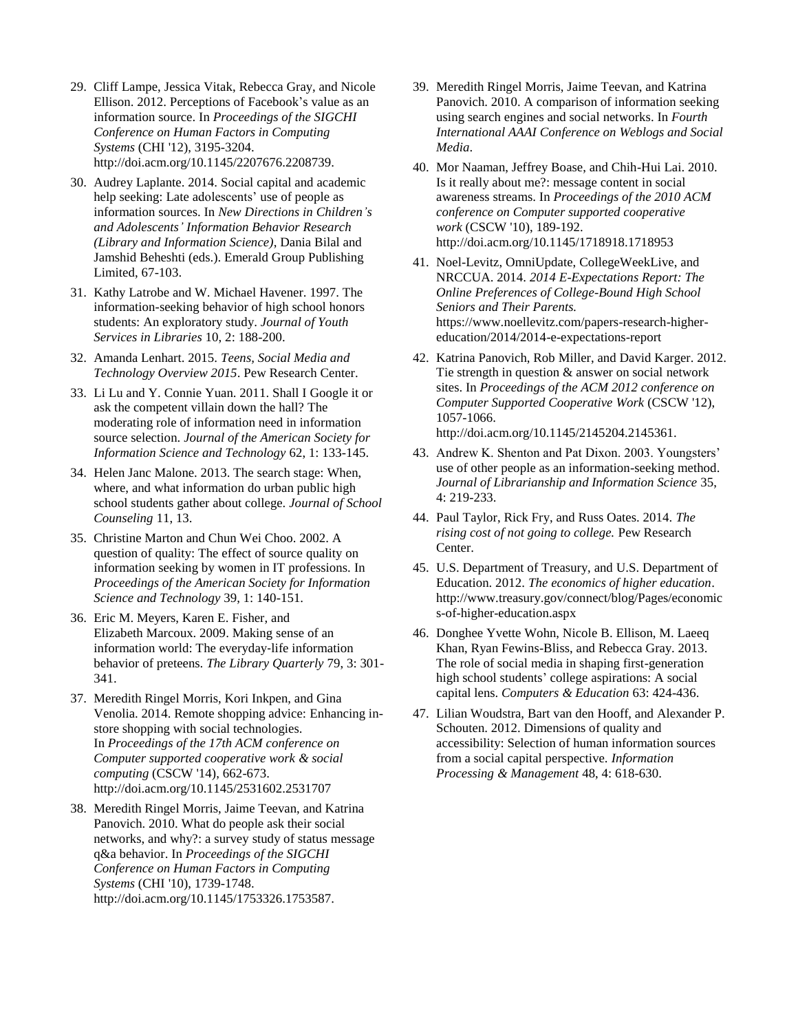29. Cliff Lampe, Jessica Vitak, Rebecca Gray, and Nicole Ellison. 2012. Perceptions of Facebook's value as an information source. In *Proceedings of the SIGCHI Conference on Human Factors in Computing Systems* (CHI '12), 3195-3204. http://doi.acm.org/10.1145/2207676.2208739.
30. Audrey Laplante. 2014. Social capital and academic help seeking: Late adolescents' use of people as information sources. In *New Directions in Children's and Adolescents' Information Behavior Research (Library and Information Science)*, Dania Bilal and Jamshid Beheshti (eds.). Emerald Group Publishing Limited, 67-103.
31. Kathy Latrobe and W. Michael Havener. 1997. The information-seeking behavior of high school honors students: An exploratory study. *Journal of Youth Services in Libraries* 10, 2: 188-200.
32. Amanda Lenhart. 2015. *Teens, Social Media and Technology Overview 2015*. Pew Research Center.
33. Li Lu and Y. Connie Yuan. 2011. Shall I Google it or ask the competent villain down the hall? The moderating role of information need in information source selection. *Journal of the American Society for Information Science and Technology* 62, 1: 133-145.
34. Helen Janc Malone. 2013. The search stage: When, where, and what information do urban public high school students gather about college. *Journal of School Counseling* 11, 13.
35. Christine Marton and Chun Wei Choo. 2002. A question of quality: The effect of source quality on information seeking by women in IT professions. In *Proceedings of the American Society for Information Science and Technology* 39, 1: 140-151.
36. Eric M. Meyers, Karen E. Fisher, and Elizabeth Marcoux. 2009. Making sense of an information world: The everyday-life information behavior of preteens. *The Library Quarterly* 79, 3: 301-341.
37. Meredith Ringel Morris, Kori Inkpen, and Gina Venolia. 2014. Remote shopping advice: Enhancing in-store shopping with social technologies. In *Proceedings of the 17th ACM conference on Computer supported cooperative work & social computing* (CSCW '14), 662-673. http://doi.acm.org/10.1145/2531602.2531707
38. Meredith Ringel Morris, Jaime Teevan, and Katrina Panovich. 2010. What do people ask their social networks, and why?: a survey study of status message q&a behavior. In *Proceedings of the SIGCHI Conference on Human Factors in Computing Systems* (CHI '10), 1739-1748. http://doi.acm.org/10.1145/1753326.1753587.
39. Meredith Ringel Morris, Jaime Teevan, and Katrina Panovich. 2010. A comparison of information seeking using search engines and social networks. In *Fourth International AAAI Conference on Weblogs and Social Media*.
40. Mor Naaman, Jeffrey Boase, and Chih-Hui Lai. 2010. Is it really about me?: message content in social awareness streams. In *Proceedings of the 2010 ACM conference on Computer supported cooperative work* (CSCW '10), 189-192. http://doi.acm.org/10.1145/1718918.1718953
41. Noel-Levitz, OmniUpdate, CollegeWeekLive, and NRCCUA. 2014. *2014 E-Expectations Report: The Online Preferences of College-Bound High School Seniors and Their Parents.* https://www.noellevitz.com/papers-research-higher-education/2014/2014-e-expectations-report
42. Katrina Panovich, Rob Miller, and David Karger. 2012. Tie strength in question & answer on social network sites. In *Proceedings of the ACM 2012 conference on Computer Supported Cooperative Work* (CSCW '12), 1057-1066. http://doi.acm.org/10.1145/2145204.2145361.
43. Andrew K. Shenton and Pat Dixon. 2003. Youngsters' use of other people as an information-seeking method. *Journal of Librarianship and Information Science* 35, 4: 219-233.
44. Paul Taylor, Rick Fry, and Russ Oates. 2014. *The rising cost of not going to college.* Pew Research Center.
45. U.S. Department of Treasury, and U.S. Department of Education. 2012. *The economics of higher education*. http://www.treasury.gov/connect/blog/Pages/economics-of-higher-education.aspx
46. Donghee Yvette Wohn, Nicole B. Ellison, M. Laeeq Khan, Ryan Fewins-Bliss, and Rebecca Gray. 2013. The role of social media in shaping first-generation high school students' college aspirations: A social capital lens. *Computers & Education* 63: 424-436.
47. Lilian Woudstra, Bart van den Hooff, and Alexander P. Schouten. 2012. Dimensions of quality and accessibility: Selection of human information sources from a social capital perspective. *Information Processing & Management* 48, 4: 618-630.